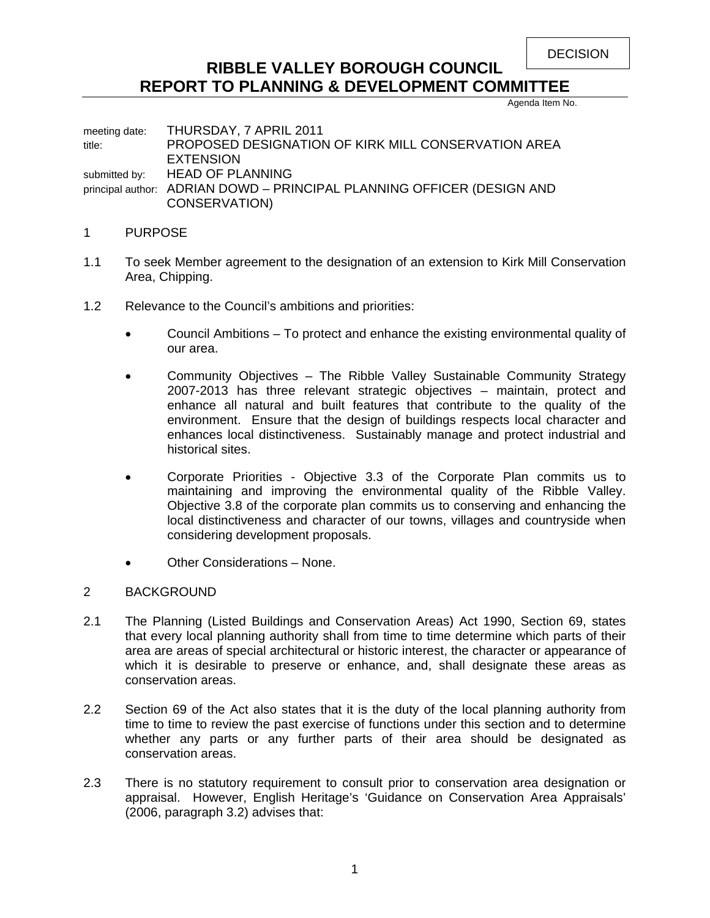DECISION

# RIBBLE VALLEY BOROUGH COUNCIL
# REPORT TO PLANNING & DEVELOPMENT COMMITTEE

Agenda Item No.

meeting date: THURSDAY, 7 APRIL 2011
title: PROPOSED DESIGNATION OF KIRK MILL CONSERVATION AREA EXTENSION
submitted by: HEAD OF PLANNING
principal author: ADRIAN DOWD – PRINCIPAL PLANNING OFFICER (DESIGN AND CONSERVATION)

## 1 PURPOSE

1.1 To seek Member agreement to the designation of an extension to Kirk Mill Conservation Area, Chipping.

1.2 Relevance to the Council's ambitions and priorities:

- Council Ambitions – To protect and enhance the existing environmental quality of our area.
- Community Objectives – The Ribble Valley Sustainable Community Strategy 2007-2013 has three relevant strategic objectives – maintain, protect and enhance all natural and built features that contribute to the quality of the environment. Ensure that the design of buildings respects local character and enhances local distinctiveness. Sustainably manage and protect industrial and historical sites.
- Corporate Priorities - Objective 3.3 of the Corporate Plan commits us to maintaining and improving the environmental quality of the Ribble Valley. Objective 3.8 of the corporate plan commits us to conserving and enhancing the local distinctiveness and character of our towns, villages and countryside when considering development proposals.
- Other Considerations – None.

## 2 BACKGROUND

2.1 The Planning (Listed Buildings and Conservation Areas) Act 1990, Section 69, states that every local planning authority shall from time to time determine which parts of their area are areas of special architectural or historic interest, the character or appearance of which it is desirable to preserve or enhance, and, shall designate these areas as conservation areas.

2.2 Section 69 of the Act also states that it is the duty of the local planning authority from time to time to review the past exercise of functions under this section and to determine whether any parts or any further parts of their area should be designated as conservation areas.

2.3 There is no statutory requirement to consult prior to conservation area designation or appraisal. However, English Heritage's 'Guidance on Conservation Area Appraisals' (2006, paragraph 3.2) advises that: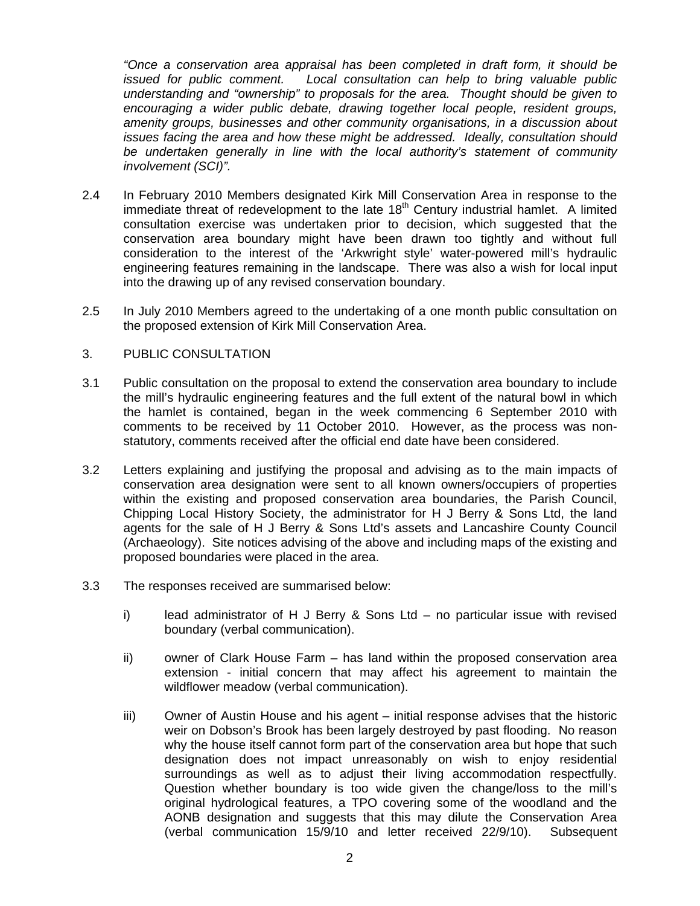*"Once a conservation area appraisal has been completed in draft form, it should be issued for public comment. Local consultation can help to bring valuable public understanding and "ownership" to proposals for the area. Thought should be given to encouraging a wider public debate, drawing together local people, resident groups, amenity groups, businesses and other community organisations, in a discussion about issues facing the area and how these might be addressed. Ideally, consultation should be undertaken generally in line with the local authority's statement of community involvement (SCI)".*

2.4 In February 2010 Members designated Kirk Mill Conservation Area in response to the immediate threat of redevelopment to the late 18th Century industrial hamlet. A limited consultation exercise was undertaken prior to decision, which suggested that the conservation area boundary might have been drawn too tightly and without full consideration to the interest of the 'Arkwright style' water-powered mill's hydraulic engineering features remaining in the landscape. There was also a wish for local input into the drawing up of any revised conservation boundary.

2.5 In July 2010 Members agreed to the undertaking of a one month public consultation on the proposed extension of Kirk Mill Conservation Area.

3. PUBLIC CONSULTATION

3.1 Public consultation on the proposal to extend the conservation area boundary to include the mill's hydraulic engineering features and the full extent of the natural bowl in which the hamlet is contained, began in the week commencing 6 September 2010 with comments to be received by 11 October 2010. However, as the process was non-statutory, comments received after the official end date have been considered.

3.2 Letters explaining and justifying the proposal and advising as to the main impacts of conservation area designation were sent to all known owners/occupiers of properties within the existing and proposed conservation area boundaries, the Parish Council, Chipping Local History Society, the administrator for H J Berry & Sons Ltd, the land agents for the sale of H J Berry & Sons Ltd's assets and Lancashire County Council (Archaeology). Site notices advising of the above and including maps of the existing and proposed boundaries were placed in the area.

3.3 The responses received are summarised below:

i) lead administrator of H J Berry & Sons Ltd – no particular issue with revised boundary (verbal communication).

ii) owner of Clark House Farm – has land within the proposed conservation area extension - initial concern that may affect his agreement to maintain the wildflower meadow (verbal communication).

iii) Owner of Austin House and his agent – initial response advises that the historic weir on Dobson's Brook has been largely destroyed by past flooding. No reason why the house itself cannot form part of the conservation area but hope that such designation does not impact unreasonably on wish to enjoy residential surroundings as well as to adjust their living accommodation respectfully. Question whether boundary is too wide given the change/loss to the mill's original hydrological features, a TPO covering some of the woodland and the AONB designation and suggests that this may dilute the Conservation Area (verbal communication 15/9/10 and letter received 22/9/10). Subsequent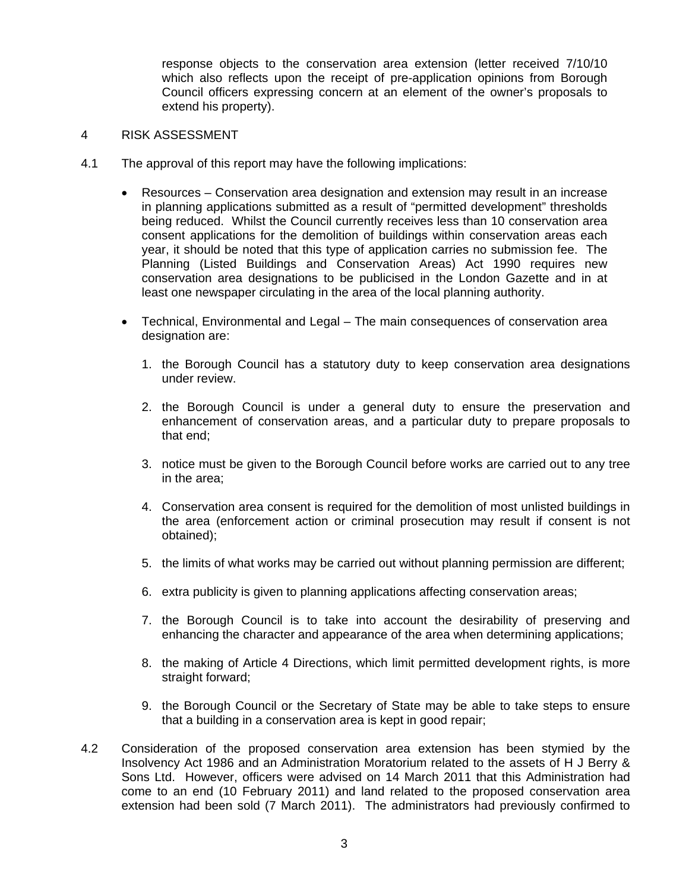response objects to the conservation area extension (letter received 7/10/10 which also reflects upon the receipt of pre-application opinions from Borough Council officers expressing concern at an element of the owner's proposals to extend his property).

## 4 RISK ASSESSMENT

4.1 The approval of this report may have the following implications:

- Resources – Conservation area designation and extension may result in an increase in planning applications submitted as a result of "permitted development" thresholds being reduced. Whilst the Council currently receives less than 10 conservation area consent applications for the demolition of buildings within conservation areas each year, it should be noted that this type of application carries no submission fee. The Planning (Listed Buildings and Conservation Areas) Act 1990 requires new conservation area designations to be publicised in the London Gazette and in at least one newspaper circulating in the area of the local planning authority.

- Technical, Environmental and Legal – The main consequences of conservation area designation are:

  1. the Borough Council has a statutory duty to keep conservation area designations under review.
  2. the Borough Council is under a general duty to ensure the preservation and enhancement of conservation areas, and a particular duty to prepare proposals to that end;
  3. notice must be given to the Borough Council before works are carried out to any tree in the area;
  4. Conservation area consent is required for the demolition of most unlisted buildings in the area (enforcement action or criminal prosecution may result if consent is not obtained);
  5. the limits of what works may be carried out without planning permission are different;
  6. extra publicity is given to planning applications affecting conservation areas;
  7. the Borough Council is to take into account the desirability of preserving and enhancing the character and appearance of the area when determining applications;
  8. the making of Article 4 Directions, which limit permitted development rights, is more straight forward;
  9. the Borough Council or the Secretary of State may be able to take steps to ensure that a building in a conservation area is kept in good repair;

4.2 Consideration of the proposed conservation area extension has been stymied by the Insolvency Act 1986 and an Administration Moratorium related to the assets of H J Berry & Sons Ltd. However, officers were advised on 14 March 2011 that this Administration had come to an end (10 February 2011) and land related to the proposed conservation area extension had been sold (7 March 2011). The administrators had previously confirmed to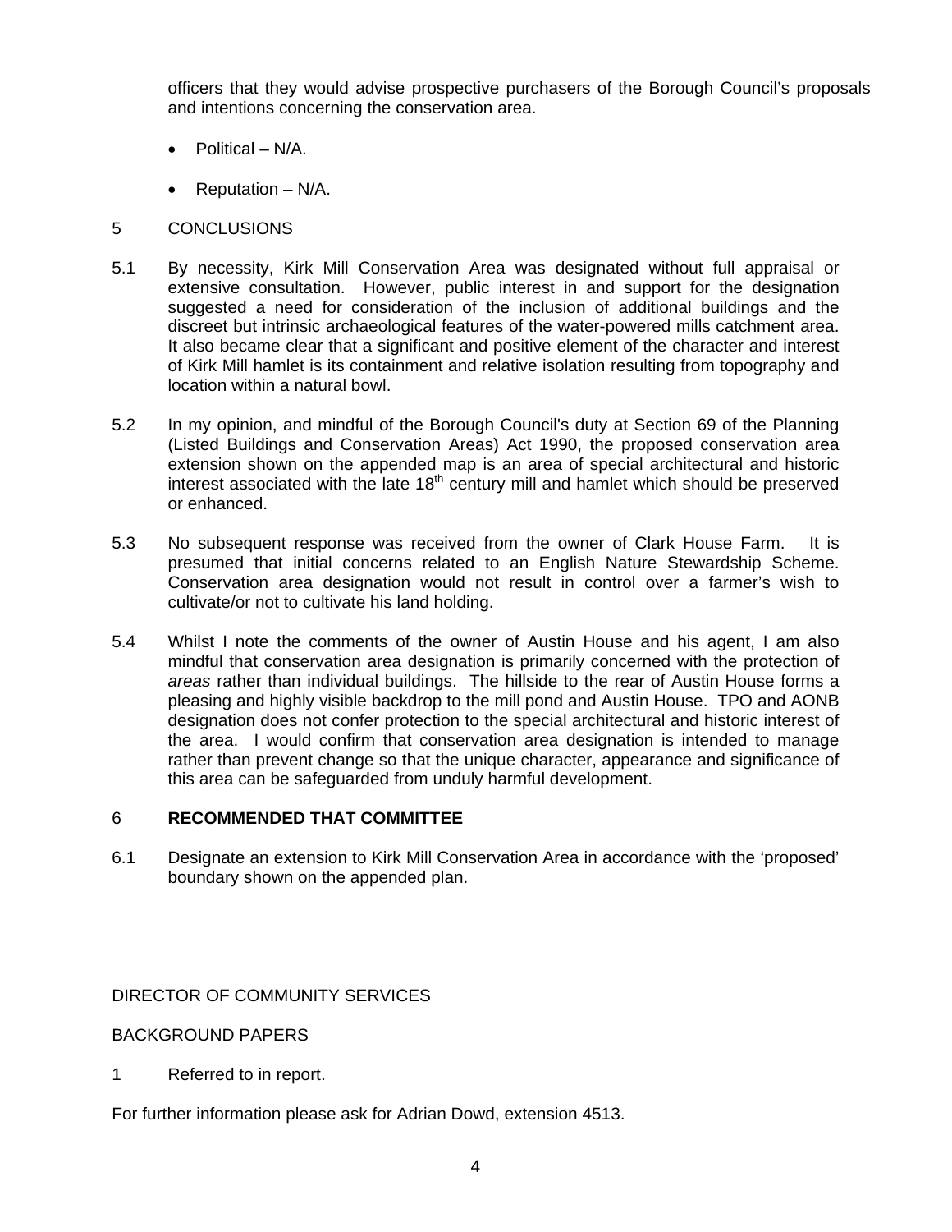officers that they would advise prospective purchasers of the Borough Council's proposals and intentions concerning the conservation area.

- Political – N/A.
- Reputation – N/A.

5 CONCLUSIONS

5.1 By necessity, Kirk Mill Conservation Area was designated without full appraisal or extensive consultation. However, public interest in and support for the designation suggested a need for consideration of the inclusion of additional buildings and the discreet but intrinsic archaeological features of the water-powered mills catchment area. It also became clear that a significant and positive element of the character and interest of Kirk Mill hamlet is its containment and relative isolation resulting from topography and location within a natural bowl.

5.2 In my opinion, and mindful of the Borough Council's duty at Section 69 of the Planning (Listed Buildings and Conservation Areas) Act 1990, the proposed conservation area extension shown on the appended map is an area of special architectural and historic interest associated with the late 18th century mill and hamlet which should be preserved or enhanced.

5.3 No subsequent response was received from the owner of Clark House Farm. It is presumed that initial concerns related to an English Nature Stewardship Scheme. Conservation area designation would not result in control over a farmer's wish to cultivate/or not to cultivate his land holding.

5.4 Whilst I note the comments of the owner of Austin House and his agent, I am also mindful that conservation area designation is primarily concerned with the protection of *areas* rather than individual buildings. The hillside to the rear of Austin House forms a pleasing and highly visible backdrop to the mill pond and Austin House. TPO and AONB designation does not confer protection to the special architectural and historic interest of the area. I would confirm that conservation area designation is intended to manage rather than prevent change so that the unique character, appearance and significance of this area can be safeguarded from unduly harmful development.

6 **RECOMMENDED THAT COMMITTEE**

6.1 Designate an extension to Kirk Mill Conservation Area in accordance with the 'proposed' boundary shown on the appended plan.

DIRECTOR OF COMMUNITY SERVICES

BACKGROUND PAPERS

1 Referred to in report.

For further information please ask for Adrian Dowd, extension 4513.